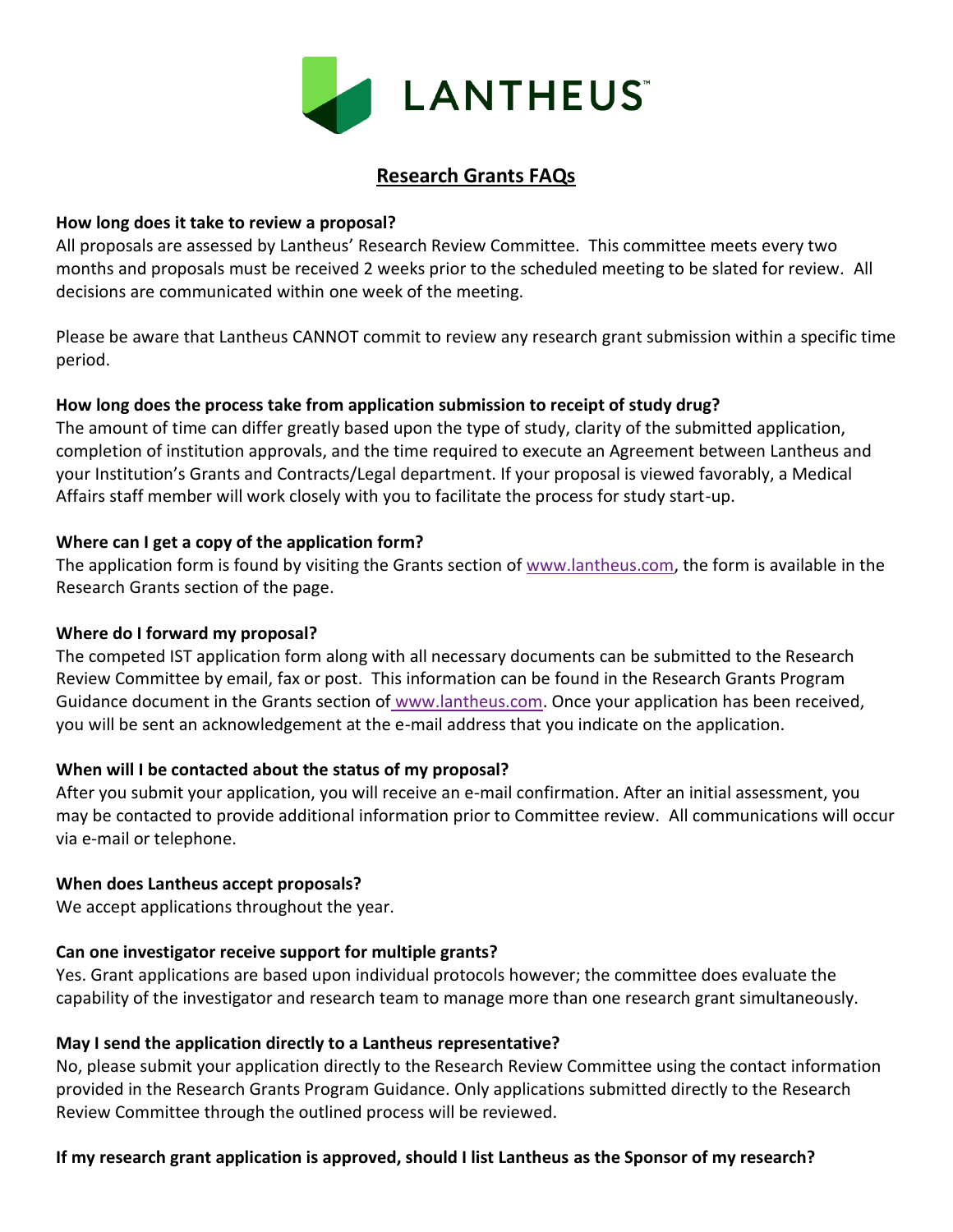LANTHEUS™

# Research Grants FAQs

**How long does it take to review a proposal?**

All proposals are assessed by Lantheus' Research Review Committee. This committee meets every two months and proposals must be received 2 weeks prior to the scheduled meeting to be slated for review. All decisions are communicated within one week of the meeting.

Please be aware that Lantheus CANNOT commit to review any research grant submission within a specific time period.

**How long does the process take from application submission to receipt of study drug?**

The amount of time can differ greatly based upon the type of study, clarity of the submitted application, completion of institution approvals, and the time required to execute an Agreement between Lantheus and your Institution's Grants and Contracts/Legal department. If your proposal is viewed favorably, a Medical Affairs staff member will work closely with you to facilitate the process for study start-up.

**Where can I get a copy of the application form?**

The application form is found by visiting the Grants section of www.lantheus.com, the form is available in the Research Grants section of the page.

**Where do I forward my proposal?**

The competed IST application form along with all necessary documents can be submitted to the Research Review Committee by email, fax or post. This information can be found in the Research Grants Program Guidance document in the Grants section of www.lantheus.com. Once your application has been received, you will be sent an acknowledgement at the e-mail address that you indicate on the application.

**When will I be contacted about the status of my proposal?**

After you submit your application, you will receive an e-mail confirmation. After an initial assessment, you may be contacted to provide additional information prior to Committee review. All communications will occur via e-mail or telephone.

**When does Lantheus accept proposals?**

We accept applications throughout the year.

**Can one investigator receive support for multiple grants?**

Yes. Grant applications are based upon individual protocols however; the committee does evaluate the capability of the investigator and research team to manage more than one research grant simultaneously.

**May I send the application directly to a Lantheus representative?**

No, please submit your application directly to the Research Review Committee using the contact information provided in the Research Grants Program Guidance. Only applications submitted directly to the Research Review Committee through the outlined process will be reviewed.

**If my research grant application is approved, should I list Lantheus as the Sponsor of my research?**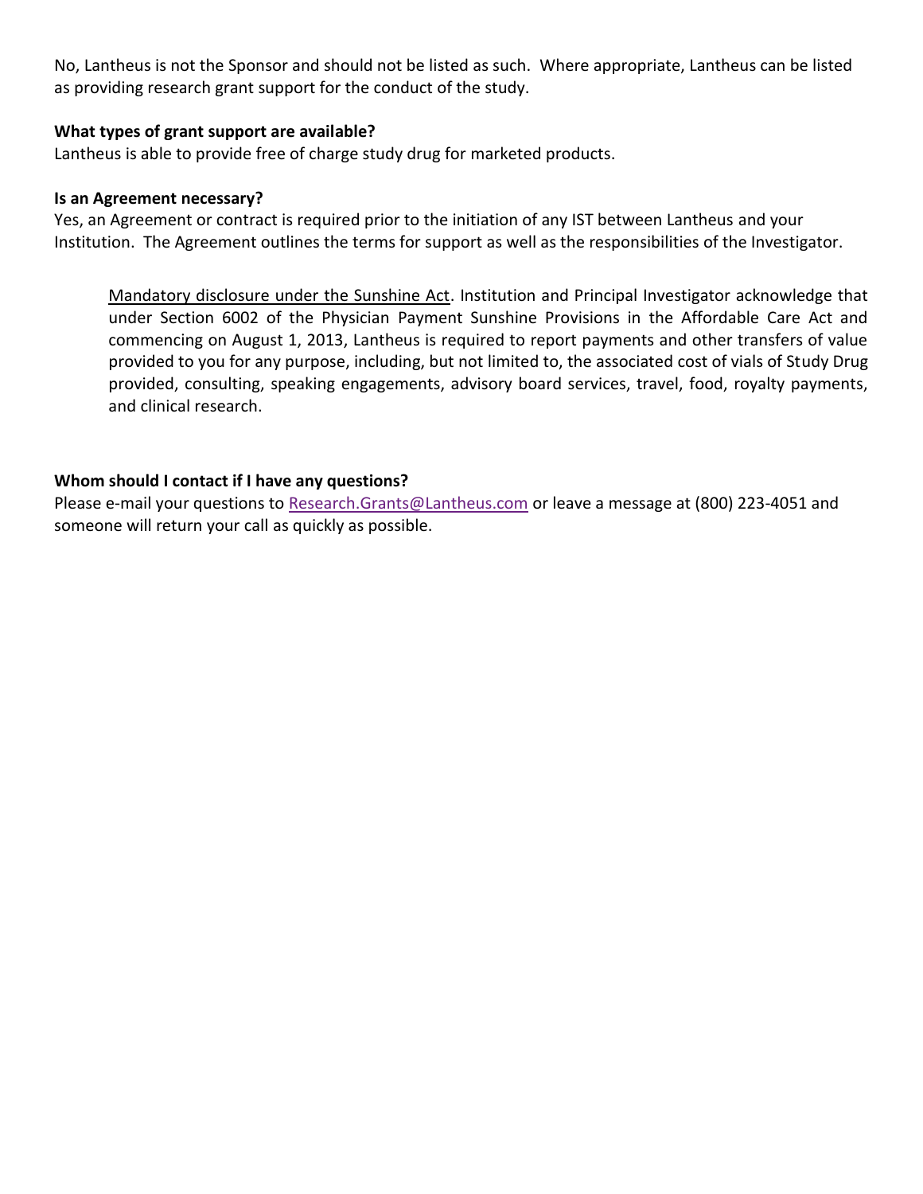No, Lantheus is not the Sponsor and should not be listed as such. Where appropriate, Lantheus can be listed as providing research grant support for the conduct of the study.

**What types of grant support are available?**

Lantheus is able to provide free of charge study drug for marketed products.

**Is an Agreement necessary?**

Yes, an Agreement or contract is required prior to the initiation of any IST between Lantheus and your Institution. The Agreement outlines the terms for support as well as the responsibilities of the Investigator.

> Mandatory disclosure under the Sunshine Act. Institution and Principal Investigator acknowledge that under Section 6002 of the Physician Payment Sunshine Provisions in the Affordable Care Act and commencing on August 1, 2013, Lantheus is required to report payments and other transfers of value provided to you for any purpose, including, but not limited to, the associated cost of vials of Study Drug provided, consulting, speaking engagements, advisory board services, travel, food, royalty payments, and clinical research.

**Whom should I contact if I have any questions?**

Please e-mail your questions to Research.Grants@Lantheus.com or leave a message at (800) 223-4051 and someone will return your call as quickly as possible.